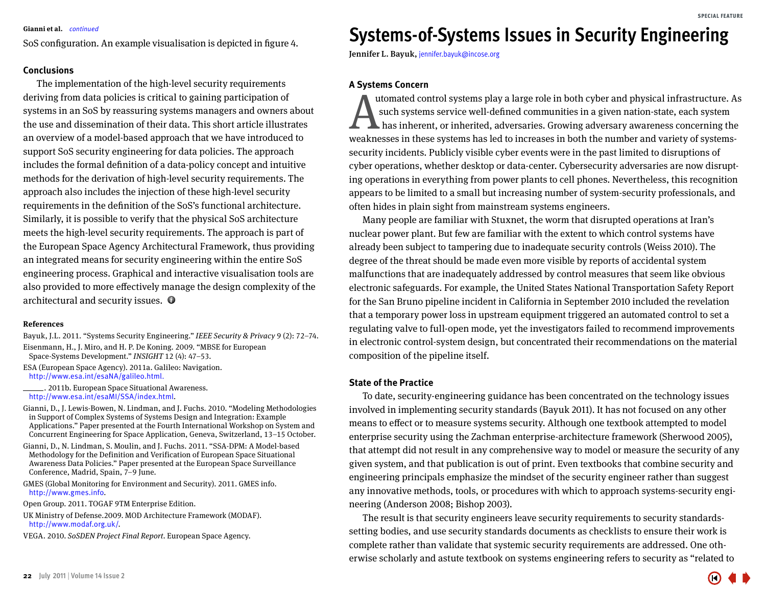SoS configuration. An example visualisation is depicted in figure 4.

## Conclusions

The implementation of the high-level security requirements deriving from data policies is critical to gaining participation of systems in an SoS by reassuring systems managers and owners about the use and dissemination of their data. This short article illustrates an overview of a model-based approach that we have introduced to support SoS security engineering for data policies. The approach includes the formal definition of a data-policy concept and intuitive methods for the derivation of high-level security requirements. The approach also includes the injection of these high-level security requirements in the definition of the SoS's functional architecture. Similarly, it is possible to verify that the physical SoS architecture meets the high-level security requirements. The approach is part of the European Space Agency Architectural Framework, thus providing an integrated means for security engineering within the entire SoS engineering process. Graphical and interactive visualisation tools are also provided to more effectively manage the design complexity of the architectural and security issues.

### References

Bayuk, J.L. 2011. "Systems Security Engineering." *IEEE Security & Privacy* 9 (2): 72–74.

Eisenmann, H., J. Miro, and H. P. De Koning. 2009. "MBSE for European Space-Systems Development." *INSIGHT* 12 (4): 47–53.

ESA (European Space Agency). 2011a. Galileo: Navigation. http://www.esa.int/esaNA/galileo.html.

______. 2011b. European Space Situational Awareness. http://www.esa.int/esaMI/SSA/index.html.

Gianni, D., J. Lewis-Bowen, N. Lindman, and J. Fuchs. 2010. "Modeling Methodologies in Support of Complex Systems of Systems Design and Integration: Example Applications." Paper presented at the Fourth International Workshop on System and Concurrent Engineering for Space Application, Geneva, Switzerland, 13–15 October.

Gianni, D., N. Lindman, S. Moulin, and J. Fuchs. 2011. "SSA-DPM: A Model-based Methodology for the Definition and Verification of European Space Situational Awareness Data Policies." Paper presented at the European Space Surveillance Conference, Madrid, Spain, 7–9 June.

GMES (Global Monitoring for Environment and Security). 2011. GMES info. http://www.gmes.info.

Open Group. 2011. TOGAF 9TM Enterprise Edition.

UK Ministry of Defense.2009. MOD Architecture Framework (MODAF). http://www.modaf.org.uk/.

VEGA. 2010. *SoSDEN Project Final Report*. European Space Agency.

# Systems-of-Systems Issues in Security Engineering

**Jennifer L. Bayuk,** jennifer.bayuk@incose.org

## A Systems Concern

Automated control systems play a large role in both cyber and physical infrastructure. As such systems service well-defined communities in a given nation-state, each system has inherent, or inherited, adversaries. Growing adversary awareness concerning the weaknesses in these systems has led to increases in both the number and variety of systems-security incidents. Publicly visible cyber events were in the past limited to disruptions of cyber operations, whether desktop or data-center. Cybersecurity adversaries are now disrupting operations in everything from power plants to cell phones. Nevertheless, this recognition appears to be limited to a small but increasing number of system-security professionals, and often hides in plain sight from mainstream systems engineers.

Many people are familiar with Stuxnet, the worm that disrupted operations at Iran's nuclear power plant. But few are familiar with the extent to which control systems have already been subject to tampering due to inadequate security controls (Weiss 2010). The degree of the threat should be made even more visible by reports of accidental system malfunctions that are inadequately addressed by control measures that seem like obvious electronic safeguards. For example, the United States National Transportation Safety Report for the San Bruno pipeline incident in California in September 2010 included the revelation that a temporary power loss in upstream equipment triggered an automated control to set a regulating valve to full-open mode, yet the investigators failed to recommend improvements in electronic control-system design, but concentrated their recommendations on the material composition of the pipeline itself.

## State of the Practice

To date, security-engineering guidance has been concentrated on the technology issues involved in implementing security standards (Bayuk 2011). It has not focused on any other means to effect or to measure systems security. Although one textbook attempted to model enterprise security using the Zachman enterprise-architecture framework (Sherwood 2005), that attempt did not result in any comprehensive way to model or measure the security of any given system, and that publication is out of print. Even textbooks that combine security and engineering principals emphasize the mindset of the security engineer rather than suggest any innovative methods, tools, or procedures with which to approach systems-security engineering (Anderson 2008; Bishop 2003).

The result is that security engineers leave security requirements to security standards-setting bodies, and use security standards documents as checklists to ensure their work is complete rather than validate that systemic security requirements are addressed. One otherwise scholarly and astute textbook on systems engineering refers to security as "related to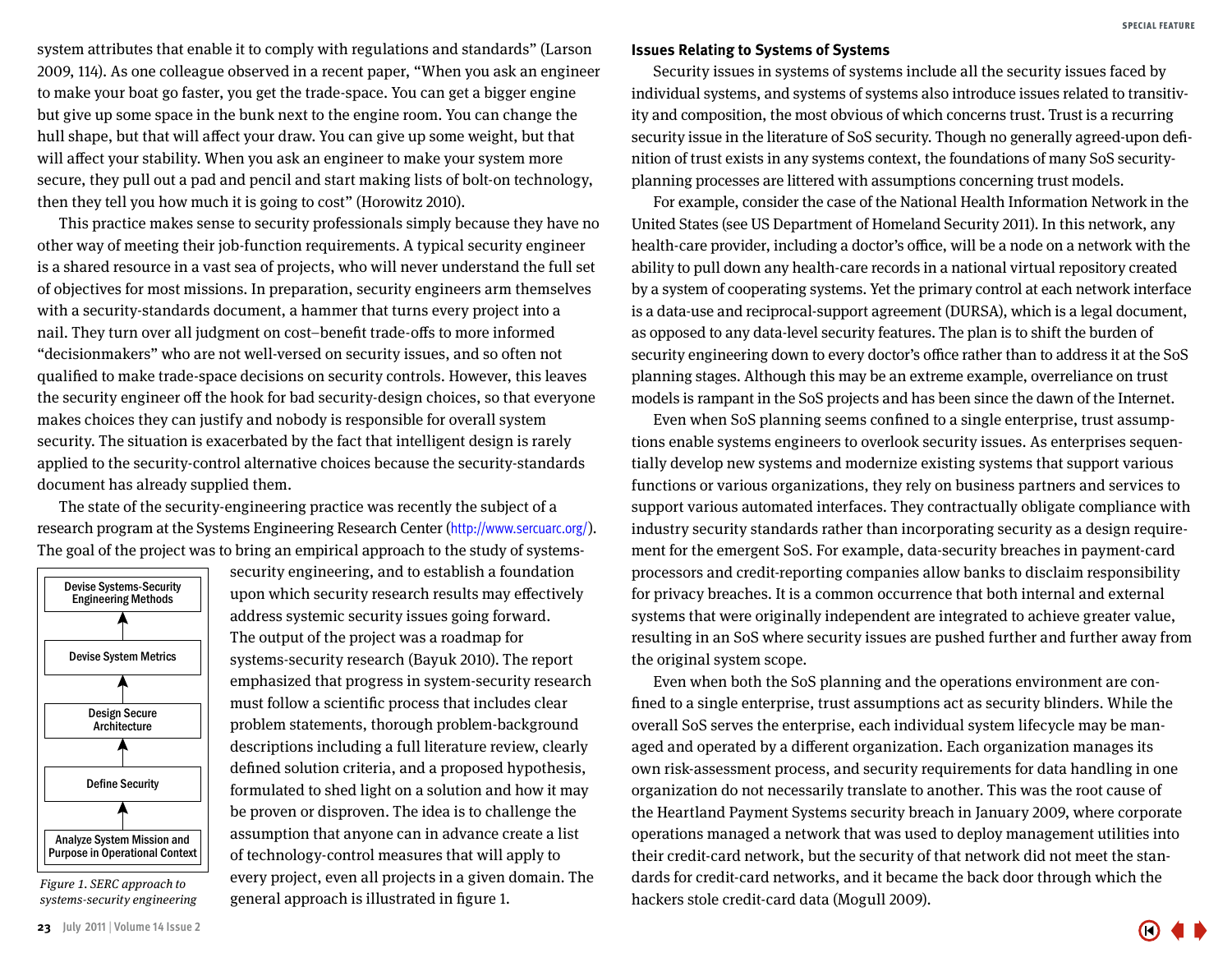system attributes that enable it to comply with regulations and standards" (Larson 2009, 114). As one colleague observed in a recent paper, "When you ask an engineer to make your boat go faster, you get the trade-space. You can get a bigger engine but give up some space in the bunk next to the engine room. You can change the hull shape, but that will affect your draw. You can give up some weight, but that will affect your stability. When you ask an engineer to make your system more secure, they pull out a pad and pencil and start making lists of bolt-on technology, then they tell you how much it is going to cost" (Horowitz 2010).

This practice makes sense to security professionals simply because they have no other way of meeting their job-function requirements. A typical security engineer is a shared resource in a vast sea of projects, who will never understand the full set of objectives for most missions. In preparation, security engineers arm themselves with a security-standards document, a hammer that turns every project into a nail. They turn over all judgment on cost–benefit trade-offs to more informed "decisionmakers" who are not well-versed on security issues, and so often not qualified to make trade-space decisions on security controls. However, this leaves the security engineer off the hook for bad security-design choices, so that everyone makes choices they can justify and nobody is responsible for overall system security. The situation is exacerbated by the fact that intelligent design is rarely applied to the security-control alternative choices because the security-standards document has already supplied them.

The state of the security-engineering practice was recently the subject of a research program at the Systems Engineering Research Center (http://www.sercuarc.org/). The goal of the project was to bring an empirical approach to the study of systems-security engineering, and to establish a foundation upon which security research results may effectively address systemic security issues going forward. The output of the project was a roadmap for systems-security research (Bayuk 2010). The report emphasized that progress in system-security research must follow a scientific process that includes clear problem statements, thorough problem-background descriptions including a full literature review, clearly defined solution criteria, and a proposed hypothesis, formulated to shed light on a solution and how it may be proven or disproven. The idea is to challenge the assumption that anyone can in advance create a list of technology-control measures that will apply to every project, even all projects in a given domain. The general approach is illustrated in figure 1.

Devise Systems-Security Engineering Methods

Devise System Metrics

Design Secure Architecture

Define Security

Analyze System Mission and Purpose in Operational Context

*Figure 1. SERC approach to systems-security engineering*

## Issues Relating to Systems of Systems

Security issues in systems of systems include all the security issues faced by individual systems, and systems of systems also introduce issues related to transitivity and composition, the most obvious of which concerns trust. Trust is a recurring security issue in the literature of SoS security. Though no generally agreed-upon definition of trust exists in any systems context, the foundations of many SoS security-planning processes are littered with assumptions concerning trust models.

For example, consider the case of the National Health Information Network in the United States (see US Department of Homeland Security 2011). In this network, any health-care provider, including a doctor's office, will be a node on a network with the ability to pull down any health-care records in a national virtual repository created by a system of cooperating systems. Yet the primary control at each network interface is a data-use and reciprocal-support agreement (DURSA), which is a legal document, as opposed to any data-level security features. The plan is to shift the burden of security engineering down to every doctor's office rather than to address it at the SoS planning stages. Although this may be an extreme example, overreliance on trust models is rampant in the SoS projects and has been since the dawn of the Internet.

Even when SoS planning seems confined to a single enterprise, trust assumptions enable systems engineers to overlook security issues. As enterprises sequentially develop new systems and modernize existing systems that support various functions or various organizations, they rely on business partners and services to support various automated interfaces. They contractually obligate compliance with industry security standards rather than incorporating security as a design requirement for the emergent SoS. For example, data-security breaches in payment-card processors and credit-reporting companies allow banks to disclaim responsibility for privacy breaches. It is a common occurrence that both internal and external systems that were originally independent are integrated to achieve greater value, resulting in an SoS where security issues are pushed further and further away from the original system scope.

Even when both the SoS planning and the operations environment are confined to a single enterprise, trust assumptions act as security blinders. While the overall SoS serves the enterprise, each individual system lifecycle may be managed and operated by a different organization. Each organization manages its own risk-assessment process, and security requirements for data handling in one organization do not necessarily translate to another. This was the root cause of the Heartland Payment Systems security breach in January 2009, where corporate operations managed a network that was used to deploy management utilities into their credit-card network, but the security of that network did not meet the standards for credit-card networks, and it became the back door through which the hackers stole credit-card data (Mogull 2009).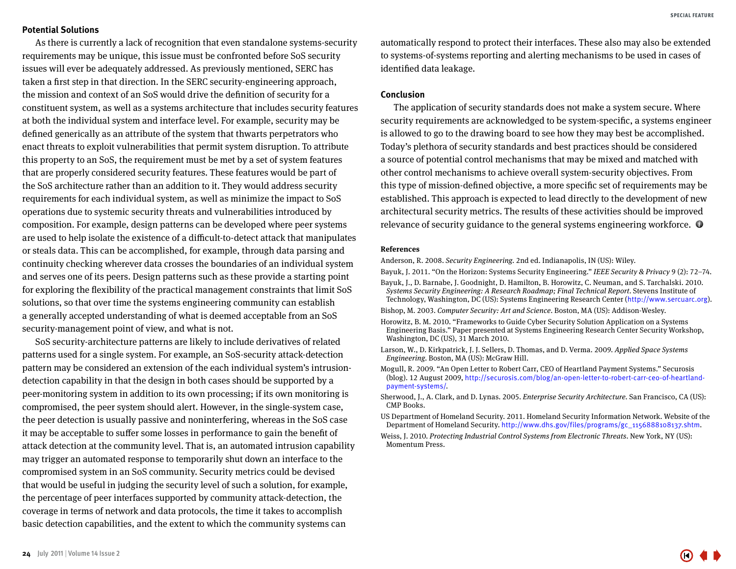## Potential Solutions

As there is currently a lack of recognition that even standalone systems-security requirements may be unique, this issue must be confronted before SoS security issues will ever be adequately addressed. As previously mentioned, SERC has taken a first step in that direction. In the SERC security-engineering approach, the mission and context of an SoS would drive the definition of security for a constituent system, as well as a systems architecture that includes security features at both the individual system and interface level. For example, security may be defined generically as an attribute of the system that thwarts perpetrators who enact threats to exploit vulnerabilities that permit system disruption. To attribute this property to an SoS, the requirement must be met by a set of system features that are properly considered security features. These features would be part of the SoS architecture rather than an addition to it. They would address security requirements for each individual system, as well as minimize the impact to SoS operations due to systemic security threats and vulnerabilities introduced by composition. For example, design patterns can be developed where peer systems are used to help isolate the existence of a difficult-to-detect attack that manipulates or steals data. This can be accomplished, for example, through data parsing and continuity checking wherever data crosses the boundaries of an individual system and serves one of its peers. Design patterns such as these provide a starting point for exploring the flexibility of the practical management constraints that limit SoS solutions, so that over time the systems engineering community can establish a generally accepted understanding of what is deemed acceptable from an SoS security-management point of view, and what is not.

SoS security-architecture patterns are likely to include derivatives of related patterns used for a single system. For example, an SoS-security attack-detection pattern may be considered an extension of the each individual system's intrusion-detection capability in that the design in both cases should be supported by a peer-monitoring system in addition to its own processing; if its own monitoring is compromised, the peer system should alert. However, in the single-system case, the peer detection is usually passive and noninterfering, whereas in the SoS case it may be acceptable to suffer some losses in performance to gain the benefit of attack detection at the community level. That is, an automated intrusion capability may trigger an automated response to temporarily shut down an interface to the compromised system in an SoS community. Security metrics could be devised that would be useful in judging the security level of such a solution, for example, the percentage of peer interfaces supported by community attack-detection, the coverage in terms of network and data protocols, the time it takes to accomplish basic detection capabilities, and the extent to which the community systems can automatically respond to protect their interfaces. These also may also be extended to systems-of-systems reporting and alerting mechanisms to be used in cases of identified data leakage.

## Conclusion

The application of security standards does not make a system secure. Where security requirements are acknowledged to be system-specific, a systems engineer is allowed to go to the drawing board to see how they may best be accomplished. Today's plethora of security standards and best practices should be considered a source of potential control mechanisms that may be mixed and matched with other control mechanisms to achieve overall system-security objectives. From this type of mission-defined objective, a more specific set of requirements may be established. This approach is expected to lead directly to the development of new architectural security metrics. The results of these activities should be improved relevance of security guidance to the general systems engineering workforce.

### References

Anderson, R. 2008. *Security Engineering*. 2nd ed. Indianapolis, IN (US): Wiley.

Bayuk, J. 2011. "On the Horizon: Systems Security Engineering." *IEEE Security & Privacy* 9 (2): 72–74.

Bayuk, J., D. Barnabe, J. Goodnight, D. Hamilton, B. Horowitz, C. Neuman, and S. Tarchalski. 2010. *Systems Security Engineering: A Research Roadmap; Final Technical Report*. Stevens Institute of Technology, Washington, DC (US): Systems Engineering Research Center (http://www.sercuarc.org).

Bishop, M. 2003. *Computer Security: Art and Science*. Boston, MA (US): Addison-Wesley.

Horowitz, B. M. 2010. "Frameworks to Guide Cyber Security Solution Application on a Systems Engineering Basis." Paper presented at Systems Engineering Research Center Security Workshop, Washington, DC (US), 31 March 2010.

Larson, W., D. Kirkpatrick, J. J. Sellers, D. Thomas, and D. Verma. 2009. *Applied Space Systems Engineering*. Boston, MA (US): McGraw Hill.

Mogull, R. 2009. "An Open Letter to Robert Carr, CEO of Heartland Payment Systems." Securosis (blog). 12 August 2009, http://securosis.com/blog/an-open-letter-to-robert-carr-ceo-of-heartland-payment-systems/.

Sherwood, J., A. Clark, and D. Lynas. 2005. *Enterprise Security Architecture*. San Francisco, CA (US): CMP Books.

US Department of Homeland Security. 2011. Homeland Security Information Network. Website of the Department of Homeland Security. http://www.dhs.gov/files/programs/gc_1156888108137.shtm.

Weiss, J. 2010. *Protecting Industrial Control Systems from Electronic Threats*. New York, NY (US): Momentum Press.